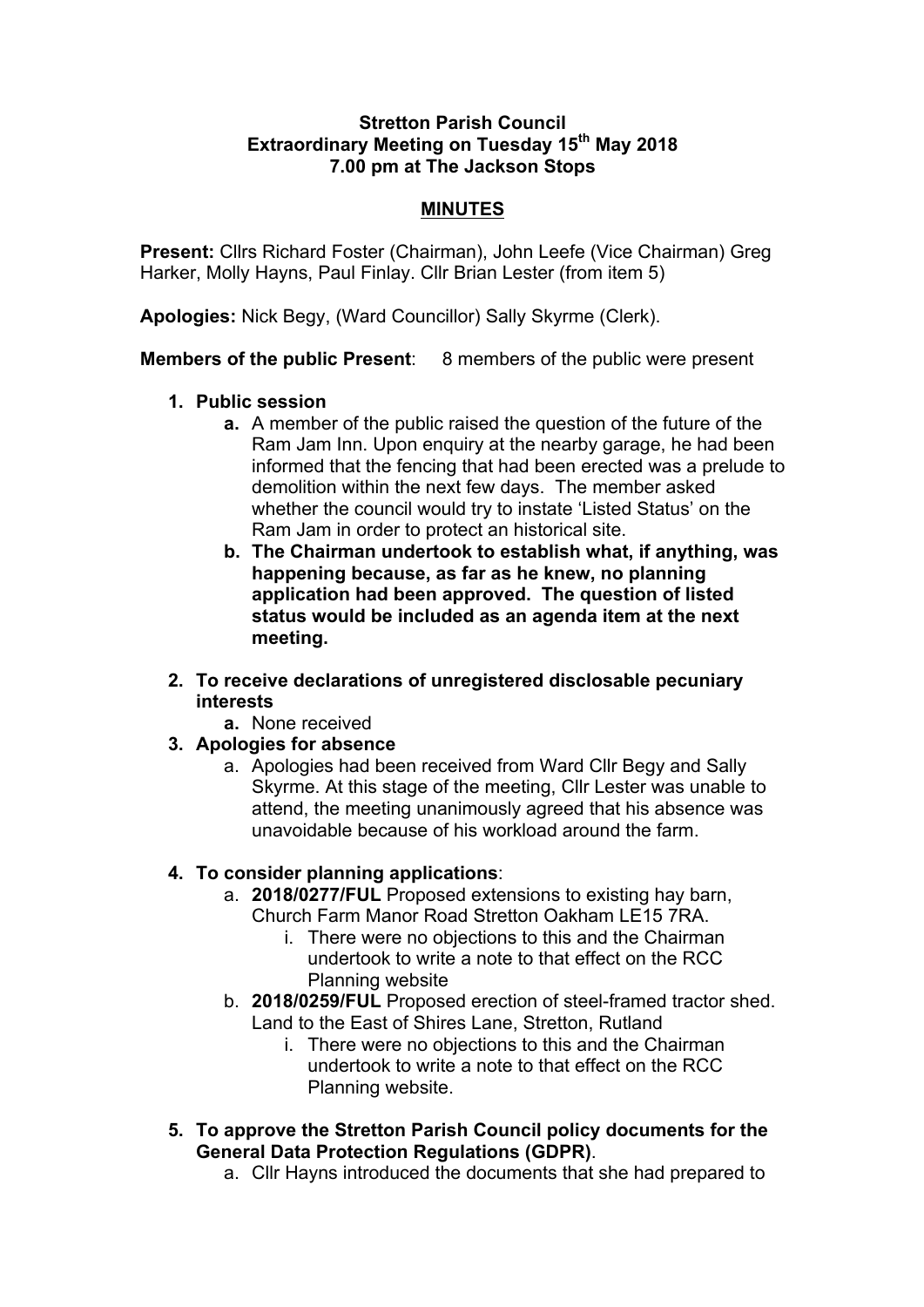**Stretton Parish Council**
**Extraordinary Meeting on Tuesday 15th May 2018**
**7.00 pm at The Jackson Stops**

**MINUTES**

**Present:** Cllrs Richard Foster (Chairman), John Leefe (Vice Chairman) Greg Harker, Molly Hayns, Paul Finlay. Cllr Brian Lester (from item 5)

**Apologies:** Nick Begy, (Ward Councillor) Sally Skyrme (Clerk).

**Members of the public Present**: 8 members of the public were present

1. **Public session**
   a. A member of the public raised the question of the future of the Ram Jam Inn. Upon enquiry at the nearby garage, he had been informed that the fencing that had been erected was a prelude to demolition within the next few days. The member asked whether the council would try to instate 'Listed Status' on the Ram Jam in order to protect an historical site.
   b. **The Chairman undertook to establish what, if anything, was happening because, as far as he knew, no planning application had been approved. The question of listed status would be included as an agenda item at the next meeting.**

2. **To receive declarations of unregistered disclosable pecuniary interests**
   a. None received

3. **Apologies for absence**
   a. Apologies had been received from Ward Cllr Begy and Sally Skyrme. At this stage of the meeting, Cllr Lester was unable to attend, the meeting unanimously agreed that his absence was unavoidable because of his workload around the farm.

4. **To consider planning applications**:
   a. **2018/0277/FUL** Proposed extensions to existing hay barn, Church Farm Manor Road Stretton Oakham LE15 7RA.
      i. There were no objections to this and the Chairman undertook to write a note to that effect on the RCC Planning website
   b. **2018/0259/FUL** Proposed erection of steel-framed tractor shed. Land to the East of Shires Lane, Stretton, Rutland
      i. There were no objections to this and the Chairman undertook to write a note to that effect on the RCC Planning website.

5. **To approve the Stretton Parish Council policy documents for the General Data Protection Regulations (GDPR)**.
   a. Cllr Hayns introduced the documents that she had prepared to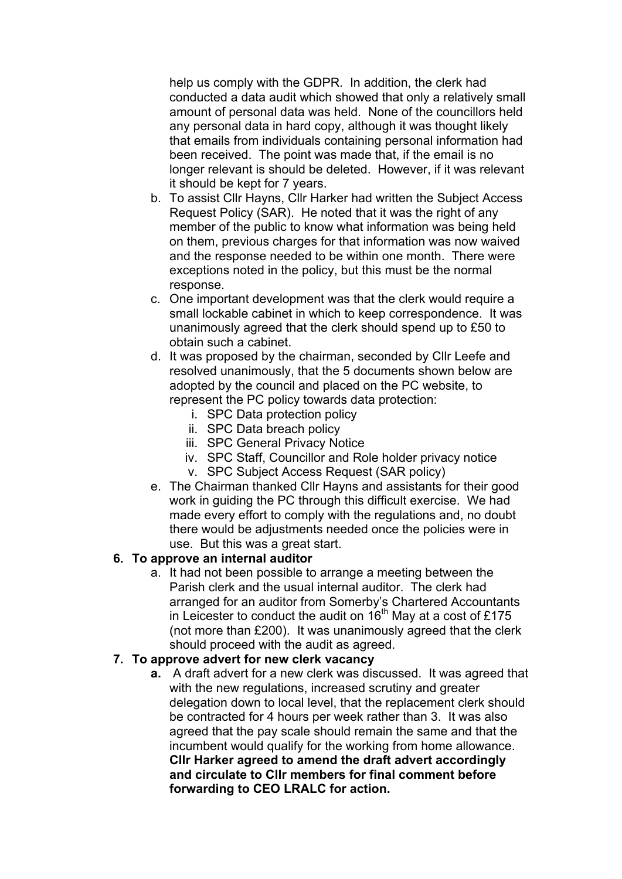help us comply with the GDPR. In addition, the clerk had conducted a data audit which showed that only a relatively small amount of personal data was held. None of the councillors held any personal data in hard copy, although it was thought likely that emails from individuals containing personal information had been received. The point was made that, if the email is no longer relevant is should be deleted. However, if it was relevant it should be kept for 7 years.

b. To assist Cllr Hayns, Cllr Harker had written the Subject Access Request Policy (SAR). He noted that it was the right of any member of the public to know what information was being held on them, previous charges for that information was now waived and the response needed to be within one month. There were exceptions noted in the policy, but this must be the normal response.

c. One important development was that the clerk would require a small lockable cabinet in which to keep correspondence. It was unanimously agreed that the clerk should spend up to £50 to obtain such a cabinet.

d. It was proposed by the chairman, seconded by Cllr Leefe and resolved unanimously, that the 5 documents shown below are adopted by the council and placed on the PC website, to represent the PC policy towards data protection:
    i. SPC Data protection policy
    ii. SPC Data breach policy
    iii. SPC General Privacy Notice
    iv. SPC Staff, Councillor and Role holder privacy notice
    v. SPC Subject Access Request (SAR policy)

e. The Chairman thanked Cllr Hayns and assistants for their good work in guiding the PC through this difficult exercise. We had made every effort to comply with the regulations and, no doubt there would be adjustments needed once the policies were in use. But this was a great start.

**6. To approve an internal auditor**

a. It had not been possible to arrange a meeting between the Parish clerk and the usual internal auditor. The clerk had arranged for an auditor from Somerby's Chartered Accountants in Leicester to conduct the audit on 16th May at a cost of £175 (not more than £200). It was unanimously agreed that the clerk should proceed with the audit as agreed.

**7. To approve advert for new clerk vacancy**

**a.** A draft advert for a new clerk was discussed. It was agreed that with the new regulations, increased scrutiny and greater delegation down to local level, that the replacement clerk should be contracted for 4 hours per week rather than 3. It was also agreed that the pay scale should remain the same and that the incumbent would qualify for the working from home allowance. **Cllr Harker agreed to amend the draft advert accordingly and circulate to Cllr members for final comment before forwarding to CEO LRALC for action.**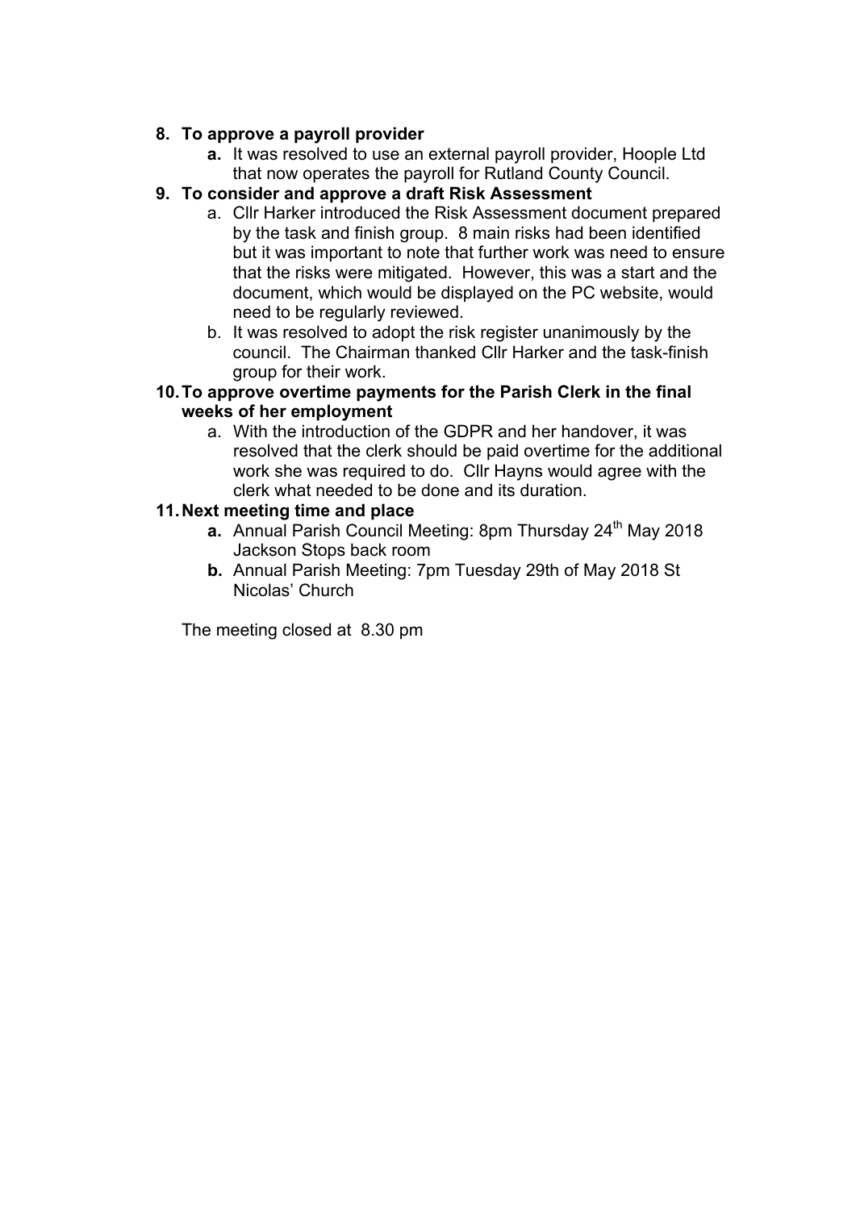8. **To approve a payroll provider**
    a. It was resolved to use an external payroll provider, Hoople Ltd that now operates the payroll for Rutland County Council.
9. **To consider and approve a draft Risk Assessment**
    a. Cllr Harker introduced the Risk Assessment document prepared by the task and finish group. 8 main risks had been identified but it was important to note that further work was need to ensure that the risks were mitigated. However, this was a start and the document, which would be displayed on the PC website, would need to be regularly reviewed.
    b. It was resolved to adopt the risk register unanimously by the council. The Chairman thanked Cllr Harker and the task-finish group for their work.
10. **To approve overtime payments for the Parish Clerk in the final weeks of her employment**
    a. With the introduction of the GDPR and her handover, it was resolved that the clerk should be paid overtime for the additional work she was required to do. Cllr Hayns would agree with the clerk what needed to be done and its duration.
11. **Next meeting time and place**
    a. Annual Parish Council Meeting: 8pm Thursday 24th May 2018 Jackson Stops back room
    b. Annual Parish Meeting: 7pm Tuesday 29th of May 2018 St Nicolas' Church

The meeting closed at 8.30 pm